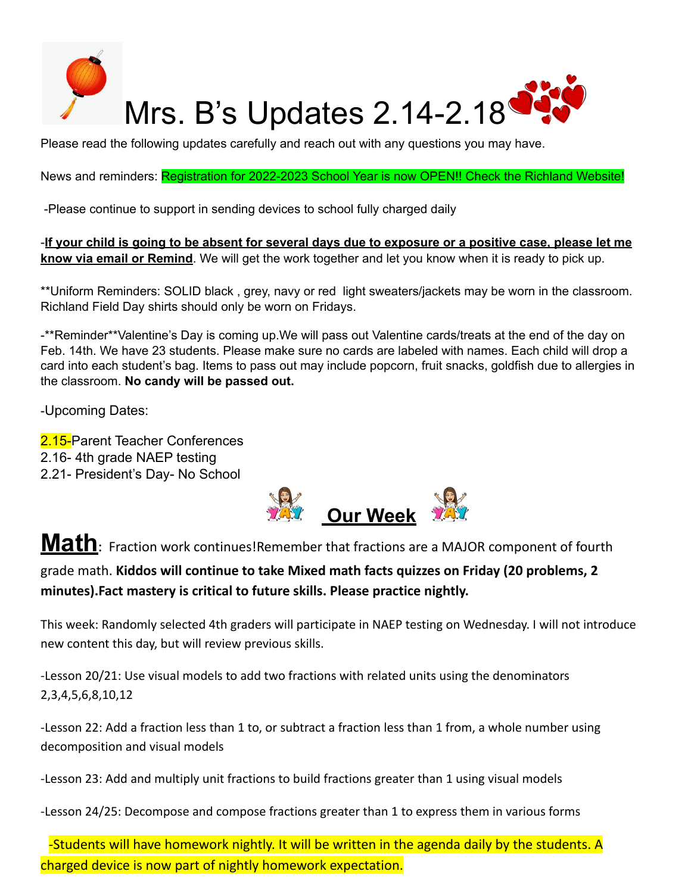# Mrs. B's Updates 2.14-2.18

Please read the following updates carefully and reach out with any questions you may have.

News and reminders: Registration for 2022-2023 School Year is now OPEN!! Check the Richland Website!

-Please continue to support in sending devices to school fully charged daily

-**If your child is going to be absent for several days due to exposure or a positive case, please let me know via email or Remind**. We will get the work together and let you know when it is ready to pick up.

**Uniform Reminders: SOLID black , grey, navy or red light sweaters/jackets may be worn in the classroom. Richland Field Day shirts should only be worn on Fridays.

-**Reminder**Valentine's Day is coming up.We will pass out Valentine cards/treats at the end of the day on Feb. 14th. We have 23 students. Please make sure no cards are labeled with names. Each child will drop a card into each student's bag. Items to pass out may include popcorn, fruit snacks, goldfish due to allergies in the classroom. **No candy will be passed out.**

-Upcoming Dates:

2.15-Parent Teacher Conferences
2.16- 4th grade NAEP testing
2.21- President's Day- No School

## Our Week

**Math**: Fraction work continues!Remember that fractions are a MAJOR component of fourth grade math. **Kiddos will continue to take Mixed math facts quizzes on Friday (20 problems, 2 minutes).Fact mastery is critical to future skills. Please practice nightly.**

This week: Randomly selected 4th graders will participate in NAEP testing on Wednesday. I will not introduce new content this day, but will review previous skills.

-Lesson 20/21: Use visual models to add two fractions with related units using the denominators 2,3,4,5,6,8,10,12

-Lesson 22: Add a fraction less than 1 to, or subtract a fraction less than 1 from, a whole number using decomposition and visual models

-Lesson 23: Add and multiply unit fractions to build fractions greater than 1 using visual models

-Lesson 24/25: Decompose and compose fractions greater than 1 to express them in various forms

-Students will have homework nightly. It will be written in the agenda daily by the students. A charged device is now part of nightly homework expectation.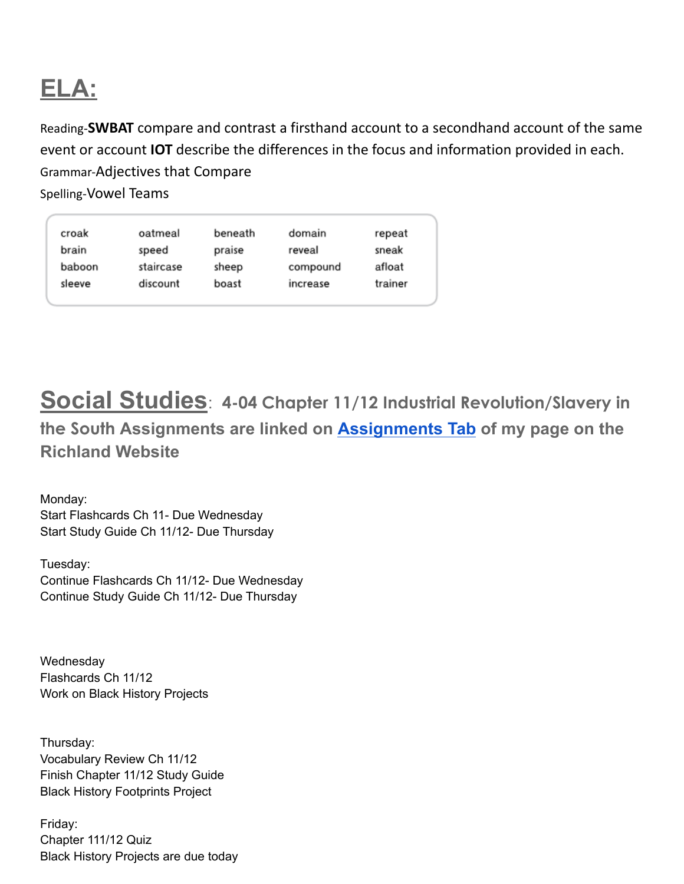# ELA:

Reading-**SWBAT** compare and contrast a firsthand account to a secondhand account of the same event or account **IOT** describe the differences in the focus and information provided in each.

Grammar-Adjectives that Compare

Spelling-Vowel Teams

| | | | | |
|---|---|---|---|---|
| croak | oatmeal | beneath | domain | repeat |
| brain | speed | praise | reveal | sneak |
| baboon | staircase | sheep | compound | afloat |
| sleeve | discount | boast | increase | trainer |

# Social Studies: 4-04 Chapter 11/12 Industrial Revolution/Slavery in the South Assignments are linked on Assignments Tab of my page on the Richland Website

Monday:
Start Flashcards Ch 11- Due Wednesday
Start Study Guide Ch 11/12- Due Thursday

Tuesday:
Continue Flashcards Ch 11/12- Due Wednesday
Continue Study Guide Ch 11/12- Due Thursday

Wednesday
Flashcards Ch 11/12
Work on Black History Projects

Thursday:
Vocabulary Review Ch 11/12
Finish Chapter 11/12 Study Guide
Black History Footprints Project

Friday:
Chapter 111/12 Quiz
Black History Projects are due today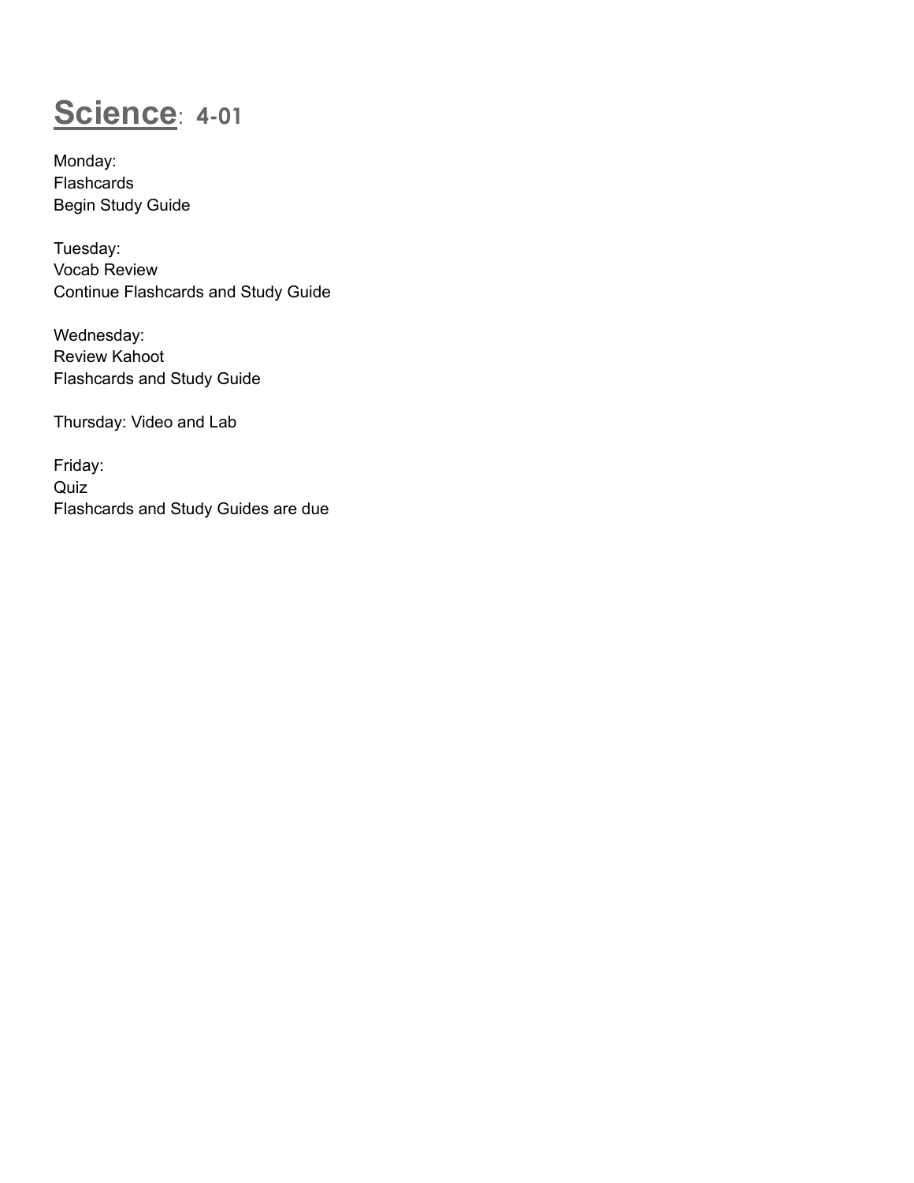# Science: 4-01

Monday:
Flashcards
Begin Study Guide

Tuesday:
Vocab Review
Continue Flashcards and Study Guide

Wednesday:
Review Kahoot
Flashcards and Study Guide

Thursday: Video and Lab

Friday:
Quiz
Flashcards and Study Guides are due